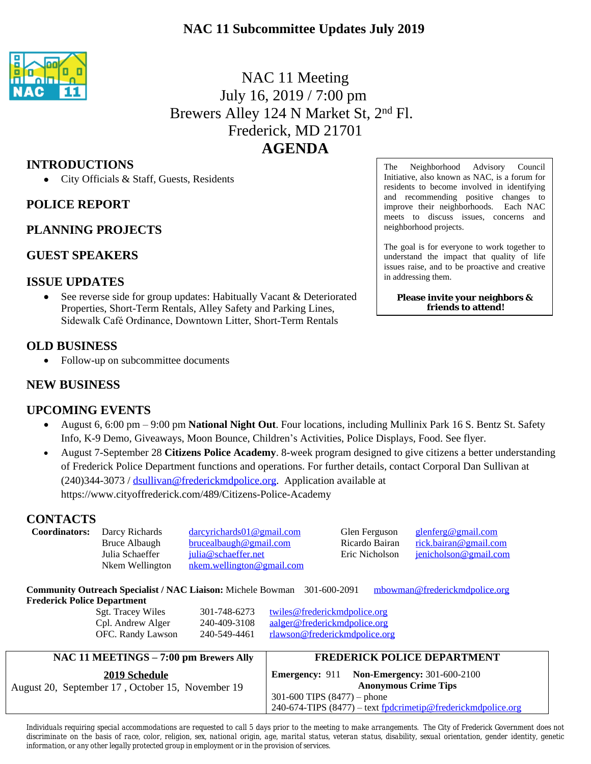# NAC 11 Subcommittee Updates July 2019

NAC 11 Meeting
July 16, 2019 / 7:00 pm
Brewers Alley 124 N Market St, 2nd Fl.
Frederick, MD 21701

## AGENDA

The Neighborhood Advisory Council Initiative, also known as NAC, is a forum for residents to become involved in identifying and recommending positive changes to improve their neighborhoods. Each NAC meets to discuss issues, concerns and neighborhood projects.

The goal is for everyone to work together to understand the impact that quality of life issues raise, and to be proactive and creative in addressing them.

**Please invite your neighbors & friends to attend!**

### INTRODUCTIONS

- City Officials & Staff, Guests, Residents

### POLICE REPORT

### PLANNING PROJECTS

### GUEST SPEAKERS

### ISSUE UPDATES

- See reverse side for group updates: Habitually Vacant & Deteriorated Properties, Short-Term Rentals, Alley Safety and Parking Lines, Sidewalk Café Ordinance, Downtown Litter, Short-Term Rentals

### OLD BUSINESS

- Follow-up on subcommittee documents

### NEW BUSINESS

### UPCOMING EVENTS

- August 6, 6:00 pm – 9:00 pm **National Night Out**. Four locations, including Mullinix Park 16 S. Bentz St. Safety Info, K-9 Demo, Giveaways, Moon Bounce, Children's Activities, Police Displays, Food. See flyer.
- August 7-September 28 **Citizens Police Academy**. 8-week program designed to give citizens a better understanding of Frederick Police Department functions and operations. For further details, contact Corporal Dan Sullivan at (240)344-3073 / dsullivan@frederickmdpolice.org. Application available at https://www.cityoffrederick.com/489/Citizens-Police-Academy

### CONTACTS

**Coordinators:**

| | | | |
|---|---|---|---|
| Darcy Richards | darcyrichards01@gmail.com | Glen Ferguson | glenferg@gmail.com |
| Bruce Albaugh | brucealbaugh@gmail.com | Ricardo Bairan | rick.bairan@gmail.com |
| Julia Schaeffer | julia@schaeffer.net | Eric Nicholson | jenicholson@gmail.com |
| Nkem Wellington | nkem.wellington@gmail.com | | |

**Community Outreach Specialist / NAC Liaison:** Michele Bowman 301-600-2091 mbowman@frederickmdpolice.org

**Frederick Police Department**

| | | |
|---|---|---|
| Sgt. Tracey Wiles | 301-748-6273 | twiles@frederickmdpolice.org |
| Cpl. Andrew Alger | 240-409-3108 | aalger@frederickmdpolice.org |
| OFC. Randy Lawson | 240-549-4461 | rlawson@frederickmdpolice.org |

| NAC 11 MEETINGS – 7:00 pm Brewers Ally | FREDERICK POLICE DEPARTMENT |
|---|---|
| **2019 Schedule**<br>August 20, September 17 , October 15, November 19 | **Emergency:** 911 **Non-Emergency:** 301-600-2100<br>**Anonymous Crime Tips**<br>301-600 TIPS (8477) – phone<br>240-674-TIPS (8477) – text fpdcrimetip@frederickmdpolice.org |

Individuals requiring special accommodations are requested to call 5 days prior to the meeting to make arrangements. The City of Frederick Government does not discriminate on the basis of race, color, religion, sex, national origin, age, marital status, veteran status, disability, sexual orientation, gender identity, genetic information, or any other legally protected group in employment or in the provision of services.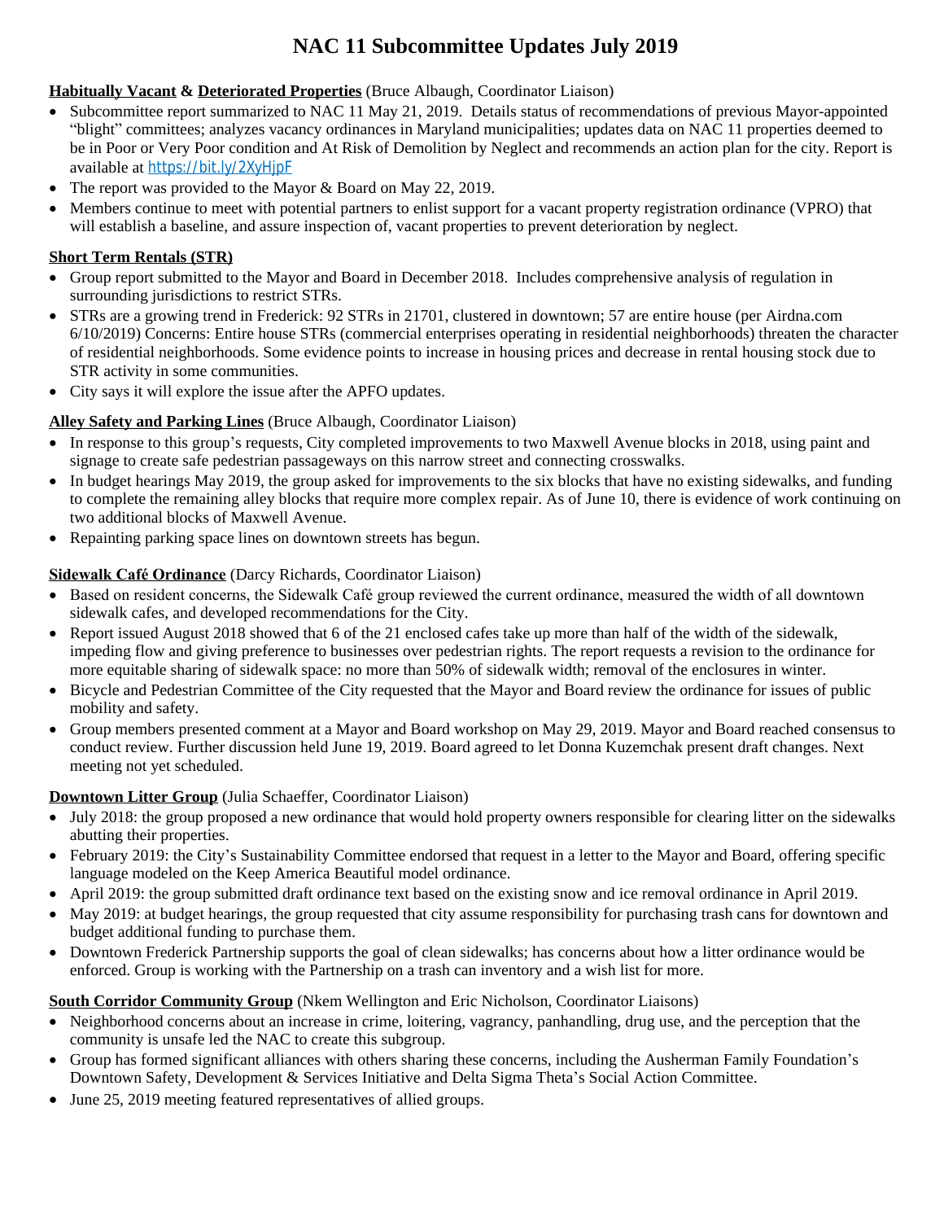# NAC 11 Subcommittee Updates July 2019

**Habitually Vacant & Deteriorated Properties** (Bruce Albaugh, Coordinator Liaison)

- Subcommittee report summarized to NAC 11 May 21, 2019. Details status of recommendations of previous Mayor-appointed "blight" committees; analyzes vacancy ordinances in Maryland municipalities; updates data on NAC 11 properties deemed to be in Poor or Very Poor condition and At Risk of Demolition by Neglect and recommends an action plan for the city. Report is available at https://bit.ly/2XyHjpF
- The report was provided to the Mayor & Board on May 22, 2019.
- Members continue to meet with potential partners to enlist support for a vacant property registration ordinance (VPRO) that will establish a baseline, and assure inspection of, vacant properties to prevent deterioration by neglect.

**Short Term Rentals (STR)**

- Group report submitted to the Mayor and Board in December 2018. Includes comprehensive analysis of regulation in surrounding jurisdictions to restrict STRs.
- STRs are a growing trend in Frederick: 92 STRs in 21701, clustered in downtown; 57 are entire house (per Airdna.com 6/10/2019) Concerns: Entire house STRs (commercial enterprises operating in residential neighborhoods) threaten the character of residential neighborhoods. Some evidence points to increase in housing prices and decrease in rental housing stock due to STR activity in some communities.
- City says it will explore the issue after the APFO updates.

**Alley Safety and Parking Lines** (Bruce Albaugh, Coordinator Liaison)

- In response to this group's requests, City completed improvements to two Maxwell Avenue blocks in 2018, using paint and signage to create safe pedestrian passageways on this narrow street and connecting crosswalks.
- In budget hearings May 2019, the group asked for improvements to the six blocks that have no existing sidewalks, and funding to complete the remaining alley blocks that require more complex repair. As of June 10, there is evidence of work continuing on two additional blocks of Maxwell Avenue.
- Repainting parking space lines on downtown streets has begun.

**Sidewalk Café Ordinance** (Darcy Richards, Coordinator Liaison)

- Based on resident concerns, the Sidewalk Café group reviewed the current ordinance, measured the width of all downtown sidewalk cafes, and developed recommendations for the City.
- Report issued August 2018 showed that 6 of the 21 enclosed cafes take up more than half of the width of the sidewalk, impeding flow and giving preference to businesses over pedestrian rights. The report requests a revision to the ordinance for more equitable sharing of sidewalk space: no more than 50% of sidewalk width; removal of the enclosures in winter.
- Bicycle and Pedestrian Committee of the City requested that the Mayor and Board review the ordinance for issues of public mobility and safety.
- Group members presented comment at a Mayor and Board workshop on May 29, 2019. Mayor and Board reached consensus to conduct review. Further discussion held June 19, 2019. Board agreed to let Donna Kuzemchak present draft changes. Next meeting not yet scheduled.

**Downtown Litter Group** (Julia Schaeffer, Coordinator Liaison)

- July 2018: the group proposed a new ordinance that would hold property owners responsible for clearing litter on the sidewalks abutting their properties.
- February 2019: the City's Sustainability Committee endorsed that request in a letter to the Mayor and Board, offering specific language modeled on the Keep America Beautiful model ordinance.
- April 2019: the group submitted draft ordinance text based on the existing snow and ice removal ordinance in April 2019.
- May 2019: at budget hearings, the group requested that city assume responsibility for purchasing trash cans for downtown and budget additional funding to purchase them.
- Downtown Frederick Partnership supports the goal of clean sidewalks; has concerns about how a litter ordinance would be enforced. Group is working with the Partnership on a trash can inventory and a wish list for more.

**South Corridor Community Group** (Nkem Wellington and Eric Nicholson, Coordinator Liaisons)

- Neighborhood concerns about an increase in crime, loitering, vagrancy, panhandling, drug use, and the perception that the community is unsafe led the NAC to create this subgroup.
- Group has formed significant alliances with others sharing these concerns, including the Ausherman Family Foundation's Downtown Safety, Development & Services Initiative and Delta Sigma Theta's Social Action Committee.
- June 25, 2019 meeting featured representatives of allied groups.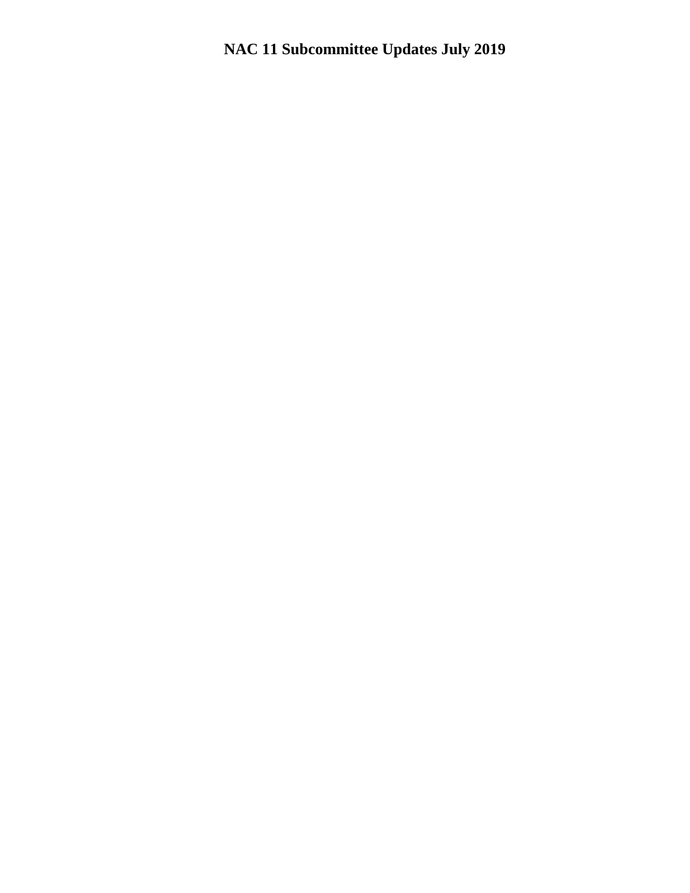# NAC 11 Subcommittee Updates July 2019